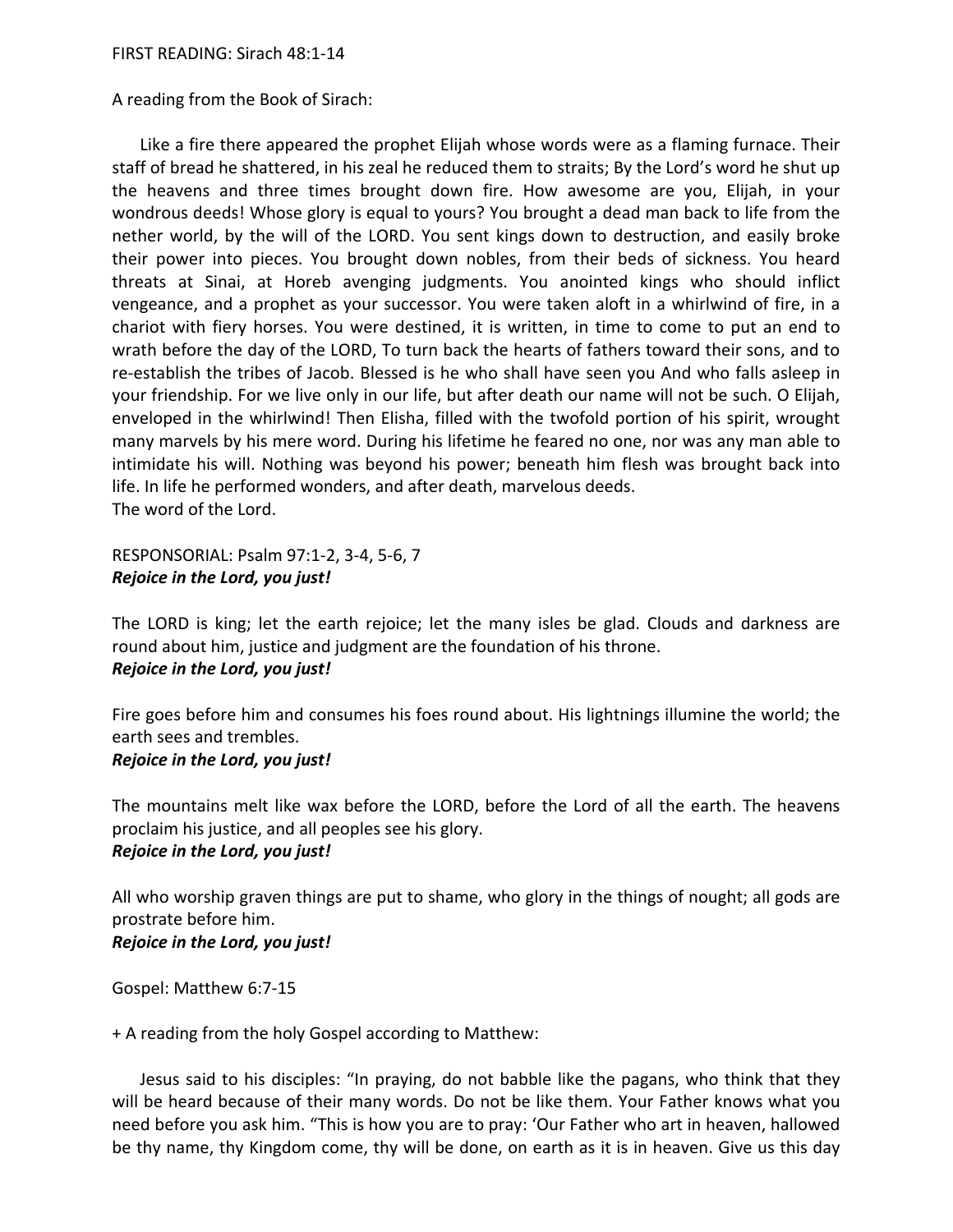FIRST READING: Sirach 48:1-14

A reading from the Book of Sirach:

Like a fire there appeared the prophet Elijah whose words were as a flaming furnace. Their staff of bread he shattered, in his zeal he reduced them to straits; By the Lord's word he shut up the heavens and three times brought down fire. How awesome are you, Elijah, in your wondrous deeds! Whose glory is equal to yours? You brought a dead man back to life from the nether world, by the will of the LORD. You sent kings down to destruction, and easily broke their power into pieces. You brought down nobles, from their beds of sickness. You heard threats at Sinai, at Horeb avenging judgments. You anointed kings who should inflict vengeance, and a prophet as your successor. You were taken aloft in a whirlwind of fire, in a chariot with fiery horses. You were destined, it is written, in time to come to put an end to wrath before the day of the LORD, To turn back the hearts of fathers toward their sons, and to re-establish the tribes of Jacob. Blessed is he who shall have seen you And who falls asleep in your friendship. For we live only in our life, but after death our name will not be such. O Elijah, enveloped in the whirlwind! Then Elisha, filled with the twofold portion of his spirit, wrought many marvels by his mere word. During his lifetime he feared no one, nor was any man able to intimidate his will. Nothing was beyond his power; beneath him flesh was brought back into life. In life he performed wonders, and after death, marvelous deeds.
The word of the Lord.

RESPONSORIAL: Psalm 97:1-2, 3-4, 5-6, 7
***Rejoice in the Lord, you just!***

The LORD is king; let the earth rejoice; let the many isles be glad. Clouds and darkness are round about him, justice and judgment are the foundation of his throne.
***Rejoice in the Lord, you just!***

Fire goes before him and consumes his foes round about. His lightnings illumine the world; the earth sees and trembles.
***Rejoice in the Lord, you just!***

The mountains melt like wax before the LORD, before the Lord of all the earth. The heavens proclaim his justice, and all peoples see his glory.
***Rejoice in the Lord, you just!***

All who worship graven things are put to shame, who glory in the things of nought; all gods are prostrate before him.
***Rejoice in the Lord, you just!***

Gospel: Matthew 6:7-15

+ A reading from the holy Gospel according to Matthew:

Jesus said to his disciples: "In praying, do not babble like the pagans, who think that they will be heard because of their many words. Do not be like them. Your Father knows what you need before you ask him. "This is how you are to pray: 'Our Father who art in heaven, hallowed be thy name, thy Kingdom come, thy will be done, on earth as it is in heaven. Give us this day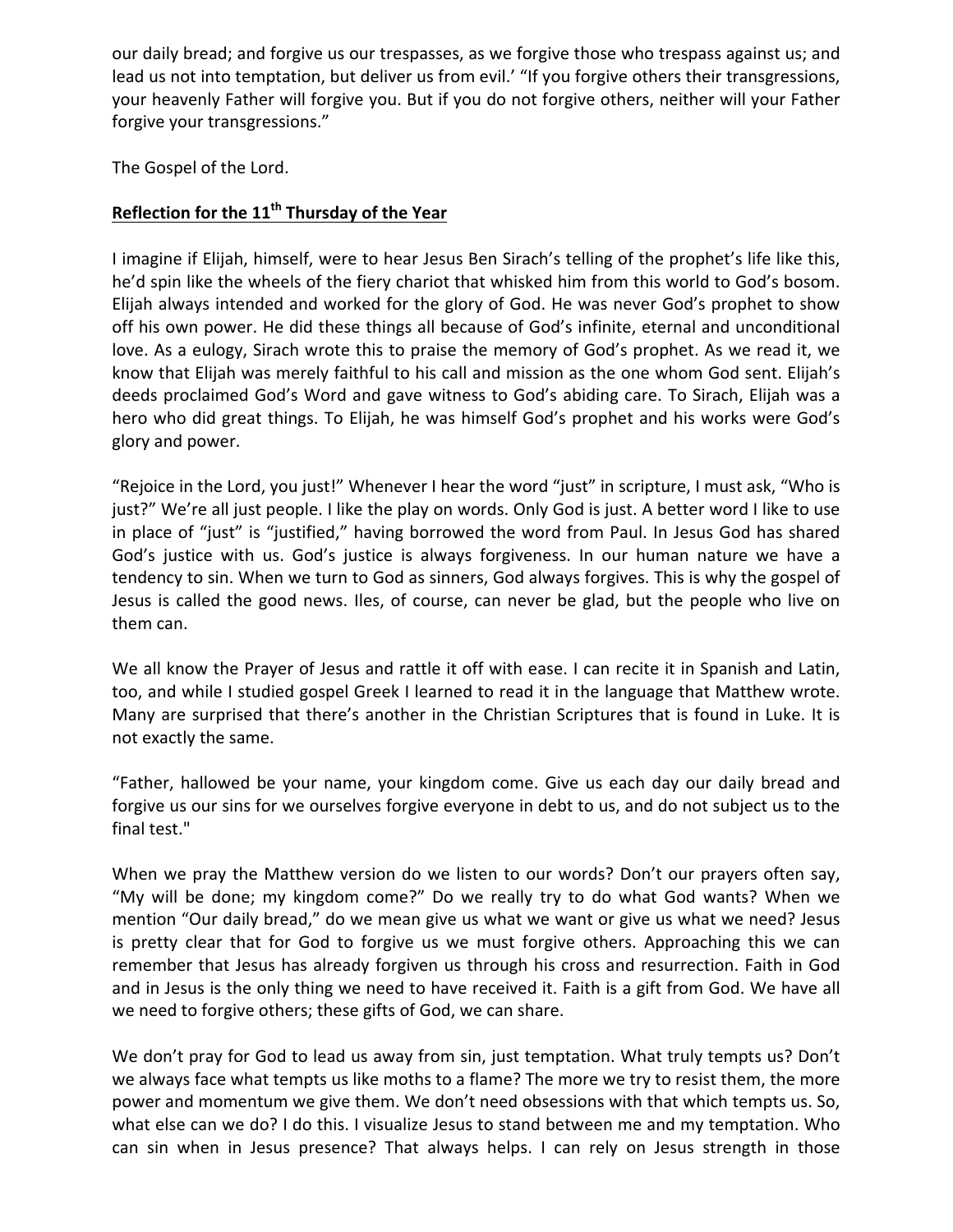our daily bread; and forgive us our trespasses, as we forgive those who trespass against us; and lead us not into temptation, but deliver us from evil.' "If you forgive others their transgressions, your heavenly Father will forgive you. But if you do not forgive others, neither will your Father forgive your transgressions."

The Gospel of the Lord.

**Reflection for the 11th Thursday of the Year**

I imagine if Elijah, himself, were to hear Jesus Ben Sirach's telling of the prophet's life like this, he'd spin like the wheels of the fiery chariot that whisked him from this world to God's bosom. Elijah always intended and worked for the glory of God. He was never God's prophet to show off his own power. He did these things all because of God's infinite, eternal and unconditional love. As a eulogy, Sirach wrote this to praise the memory of God's prophet. As we read it, we know that Elijah was merely faithful to his call and mission as the one whom God sent. Elijah's deeds proclaimed God's Word and gave witness to God's abiding care. To Sirach, Elijah was a hero who did great things. To Elijah, he was himself God's prophet and his works were God's glory and power.

"Rejoice in the Lord, you just!" Whenever I hear the word "just" in scripture, I must ask, "Who is just?" We're all just people. I like the play on words. Only God is just. A better word I like to use in place of "just" is "justified," having borrowed the word from Paul. In Jesus God has shared God's justice with us. God's justice is always forgiveness. In our human nature we have a tendency to sin. When we turn to God as sinners, God always forgives. This is why the gospel of Jesus is called the good news. Iles, of course, can never be glad, but the people who live on them can.

We all know the Prayer of Jesus and rattle it off with ease. I can recite it in Spanish and Latin, too, and while I studied gospel Greek I learned to read it in the language that Matthew wrote. Many are surprised that there's another in the Christian Scriptures that is found in Luke. It is not exactly the same.

"Father, hallowed be your name, your kingdom come. Give us each day our daily bread and forgive us our sins for we ourselves forgive everyone in debt to us, and do not subject us to the final test."

When we pray the Matthew version do we listen to our words? Don't our prayers often say, "My will be done; my kingdom come?" Do we really try to do what God wants? When we mention "Our daily bread," do we mean give us what we want or give us what we need? Jesus is pretty clear that for God to forgive us we must forgive others. Approaching this we can remember that Jesus has already forgiven us through his cross and resurrection. Faith in God and in Jesus is the only thing we need to have received it. Faith is a gift from God. We have all we need to forgive others; these gifts of God, we can share.

We don't pray for God to lead us away from sin, just temptation. What truly tempts us? Don't we always face what tempts us like moths to a flame? The more we try to resist them, the more power and momentum we give them. We don't need obsessions with that which tempts us. So, what else can we do? I do this. I visualize Jesus to stand between me and my temptation. Who can sin when in Jesus presence? That always helps. I can rely on Jesus strength in those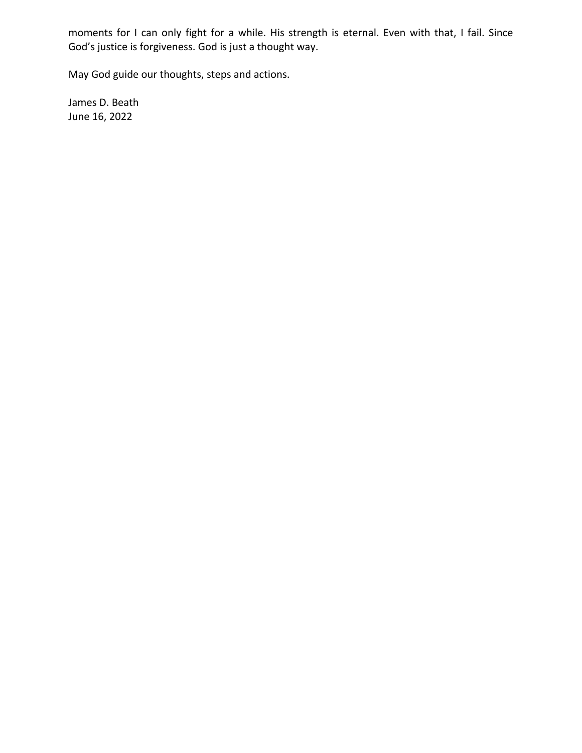moments for I can only fight for a while. His strength is eternal. Even with that, I fail. Since God's justice is forgiveness. God is just a thought way.

May God guide our thoughts, steps and actions.

James D. Beath
June 16, 2022